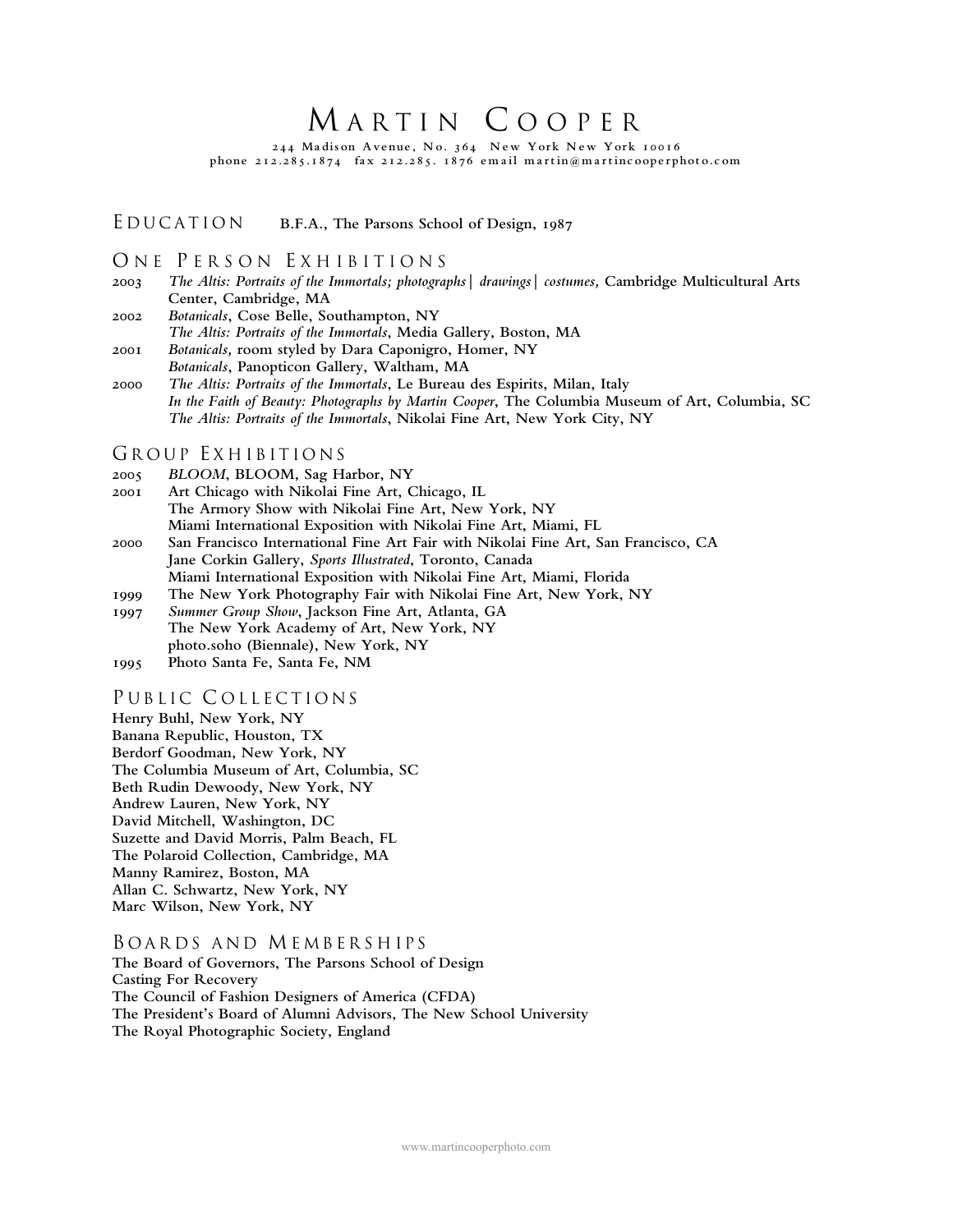# Martin Cooper

244 Madison Avenue, No. 364 New York New York 10016
phone 212.285.1874 fax 212.285. 1876 email martin@martincooperphoto.com

## Education

B.F.A., The Parsons School of Design, 1987

## One Person Exhibitions

2003 *The Altis: Portraits of the Immortals; photographs| drawings| costumes,* Cambridge Multicultural Arts Center, Cambridge, MA

2002 *Botanicals*, Cose Belle, Southampton, NY
*The Altis: Portraits of the Immortals*, Media Gallery, Boston, MA

2001 *Botanicals,* room styled by Dara Caponigro, Homer, NY
*Botanicals*, Panopticon Gallery, Waltham, MA

2000 *The Altis: Portraits of the Immortals*, Le Bureau des Espirits, Milan, Italy
*In the Faith of Beauty: Photographs by Martin Cooper*, The Columbia Museum of Art, Columbia, SC
*The Altis: Portraits of the Immortals*, Nikolai Fine Art, New York City, NY

## Group Exhibitions

2005 *BLOOM*, BLOOM, Sag Harbor, NY

2001 Art Chicago with Nikolai Fine Art, Chicago, IL
The Armory Show with Nikolai Fine Art, New York, NY
Miami International Exposition with Nikolai Fine Art, Miami, FL

2000 San Francisco International Fine Art Fair with Nikolai Fine Art, San Francisco, CA
Jane Corkin Gallery, *Sports Illustrated*, Toronto, Canada
Miami International Exposition with Nikolai Fine Art, Miami, Florida

1999 The New York Photography Fair with Nikolai Fine Art, New York, NY

1997 *Summer Group Show*, Jackson Fine Art, Atlanta, GA
The New York Academy of Art, New York, NY
photo.soho (Biennale), New York, NY

1995 Photo Santa Fe, Santa Fe, NM

## Public Collections

Henry Buhl, New York, NY
Banana Republic, Houston, TX
Berdorf Goodman, New York, NY
The Columbia Museum of Art, Columbia, SC
Beth Rudin Dewoody, New York, NY
Andrew Lauren, New York, NY
David Mitchell, Washington, DC
Suzette and David Morris, Palm Beach, FL
The Polaroid Collection, Cambridge, MA
Manny Ramirez, Boston, MA
Allan C. Schwartz, New York, NY
Marc Wilson, New York, NY

## Boards and Memberships

The Board of Governors, The Parsons School of Design
Casting For Recovery
The Council of Fashion Designers of America (CFDA)
The President's Board of Alumni Advisors, The New School University
The Royal Photographic Society, England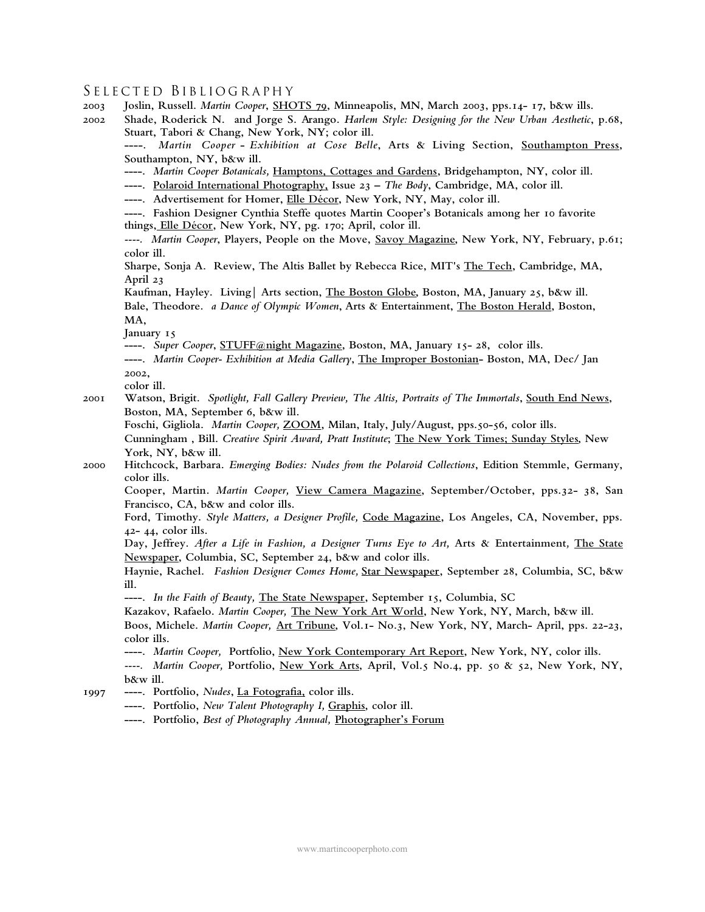## SELECTED BIBLIOGRAPHY

2003 Joslin, Russell. *Martin Cooper*, SHOTS 79, Minneapolis, MN, March 2003, pps.14- 17, b&w ills.

2002 Shade, Roderick N. and Jorge S. Arango. *Harlem Style: Designing for the New Urban Aesthetic*, p.68, Stuart, Tabori & Chang, New York, NY; color ill.

----. *Martin Cooper - Exhibition at Cose Belle*, Arts & Living Section, Southampton Press, Southampton, NY, b&w ill.

----. *Martin Cooper Botanicals,* Hamptons, Cottages and Gardens, Bridgehampton, NY, color ill.

----. Polaroid International Photography, Issue 23 – *The Body*, Cambridge, MA, color ill.

----. Advertisement for Homer, Elle Décor, New York, NY, May, color ill.

----. Fashion Designer Cynthia Steffe quotes Martin Cooper's Botanicals among her 10 favorite things, Elle Décor, New York, NY, pg. 170; April, color ill.

----. *Martin Cooper*, Players, People on the Move, Savoy Magazine, New York, NY, February, p.61; color ill.

Sharpe, Sonja A. Review, The Altis Ballet by Rebecca Rice, MIT's The Tech, Cambridge, MA, April 23

Kaufman, Hayley. Living| Arts section, The Boston Globe, Boston, MA, January 25, b&w ill.

Bale, Theodore. *a Dance of Olympic Women*, Arts & Entertainment, The Boston Herald, Boston, MA, January 15

----. *Super Cooper*, STUFF@night Magazine, Boston, MA, January 15- 28, color ills.

----. *Martin Cooper- Exhibition at Media Gallery*, The Improper Bostonian- Boston, MA, Dec/ Jan 2002, color ill.

2001 Watson, Brigit. *Spotlight, Fall Gallery Preview, The Altis, Portraits of The Immortals*, South End News, Boston, MA, September 6, b&w ill.

Foschi, Gigliola. *Martin Cooper,* ZOOM, Milan, Italy, July/August, pps.50-56, color ills.

Cunningham , Bill. *Creative Spirit Award, Pratt Institute*; The New York Times; Sunday Styles, New York, NY, b&w ill.

2000 Hitchcock, Barbara. *Emerging Bodies: Nudes from the Polaroid Collections*, Edition Stemmle, Germany, color ills.

Cooper, Martin. *Martin Cooper,* View Camera Magazine, September/October, pps.32- 38, San Francisco, CA, b&w and color ills.

Ford, Timothy. *Style Matters, a Designer Profile,* Code Magazine, Los Angeles, CA, November, pps. 42- 44, color ills.

Day, Jeffrey. *After a Life in Fashion, a Designer Turns Eye to Art,* Arts & Entertainment, The State Newspaper, Columbia, SC, September 24, b&w and color ills.

Haynie, Rachel. *Fashion Designer Comes Home,* Star Newspaper, September 28, Columbia, SC, b&w ill.

----. *In the Faith of Beauty,* The State Newspaper, September 15, Columbia, SC

Kazakov, Rafaelo. *Martin Cooper,* The New York Art World, New York, NY, March, b&w ill.

Boos, Michele. *Martin Cooper,* Art Tribune, Vol.1- No.3, New York, NY, March- April, pps. 22-23, color ills.

----. *Martin Cooper,* Portfolio, New York Contemporary Art Report, New York, NY, color ills.

----. *Martin Cooper,* Portfolio, New York Arts, April, Vol.5 No.4, pp. 50 & 52, New York, NY, b&w ill.

1997 ----. Portfolio, *Nudes*, La Fotografia, color ills.

----. Portfolio, *New Talent Photography I,* Graphis, color ill.

----. Portfolio, *Best of Photography Annual,* Photographer's Forum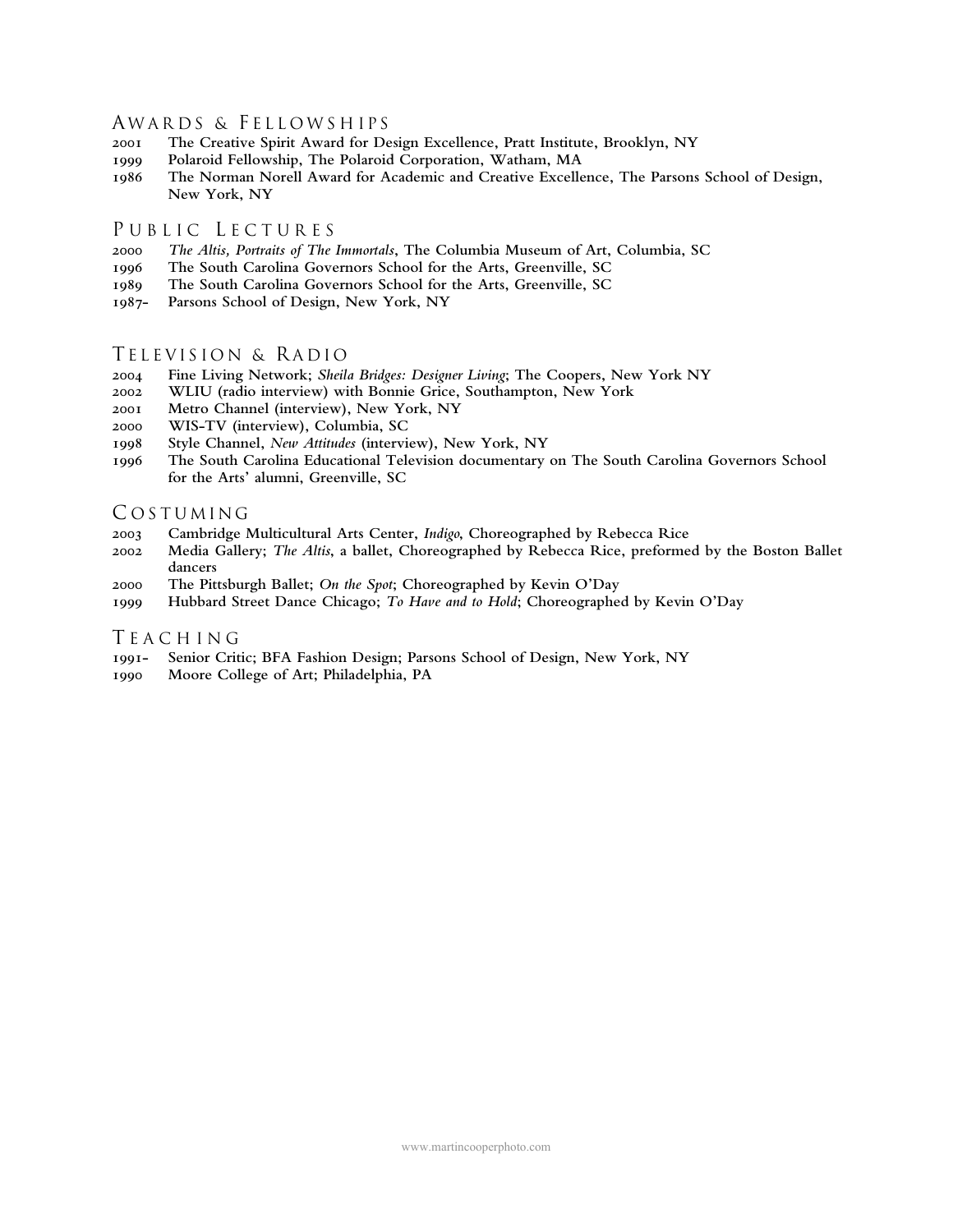## Awards & Fellowships

2001 The Creative Spirit Award for Design Excellence, Pratt Institute, Brooklyn, NY
1999 Polaroid Fellowship, The Polaroid Corporation, Watham, MA
1986 The Norman Norell Award for Academic and Creative Excellence, The Parsons School of Design, New York, NY

## Public Lectures

2000 *The Altis, Portraits of The Immortals*, The Columbia Museum of Art, Columbia, SC
1996 The South Carolina Governors School for the Arts, Greenville, SC
1989 The South Carolina Governors School for the Arts, Greenville, SC
1987- Parsons School of Design, New York, NY

## Television & Radio

2004 Fine Living Network; *Sheila Bridges: Designer Living*; The Coopers, New York NY
2002 WLIU (radio interview) with Bonnie Grice, Southampton, New York
2001 Metro Channel (interview), New York, NY
2000 WIS-TV (interview), Columbia, SC
1998 Style Channel, *New Attitudes* (interview), New York, NY
1996 The South Carolina Educational Television documentary on The South Carolina Governors School for the Arts' alumni, Greenville, SC

## Costuming

2003 Cambridge Multicultural Arts Center, *Indigo*, Choreographed by Rebecca Rice
2002 Media Gallery; *The Altis*, a ballet, Choreographed by Rebecca Rice, preformed by the Boston Ballet dancers
2000 The Pittsburgh Ballet; *On the Spot*; Choreographed by Kevin O'Day
1999 Hubbard Street Dance Chicago; *To Have and to Hold*; Choreographed by Kevin O'Day

## Teaching

1991- Senior Critic; BFA Fashion Design; Parsons School of Design, New York, NY
1990 Moore College of Art; Philadelphia, PA